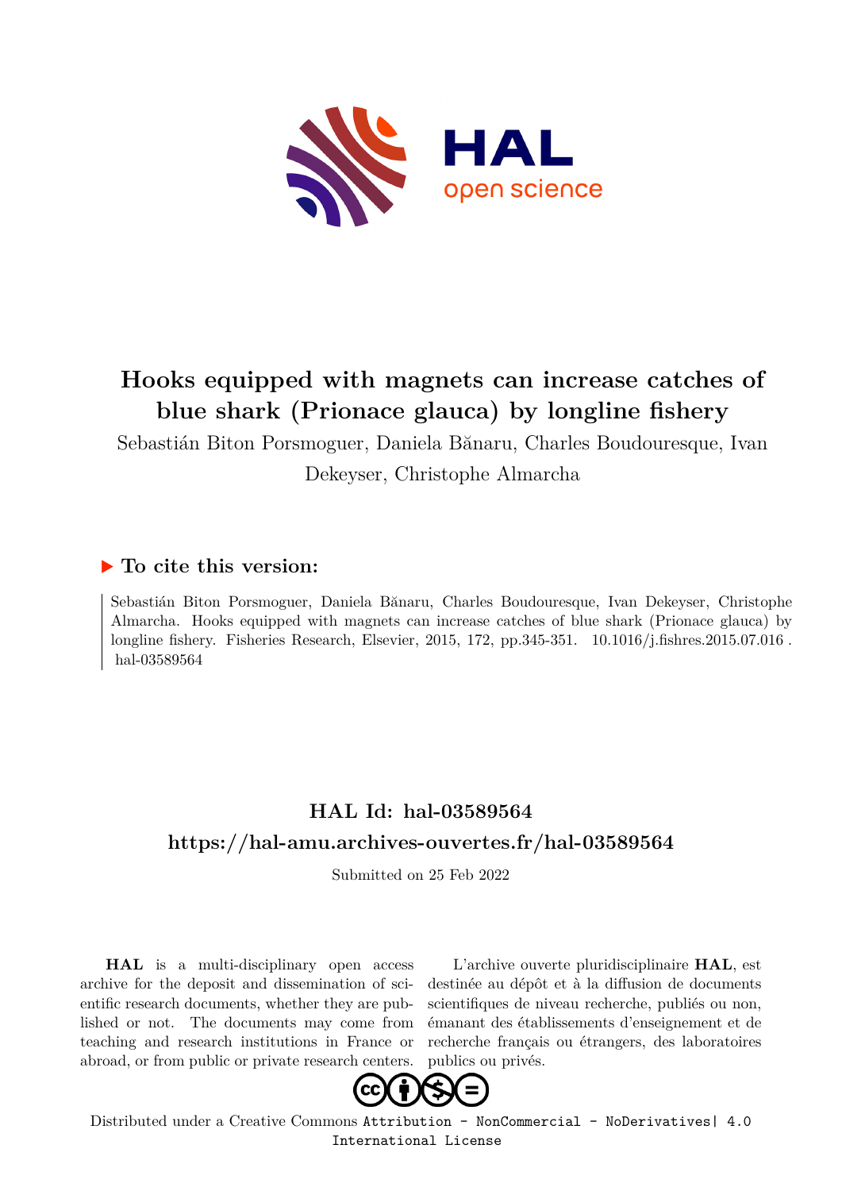# Hooks equipped with magnets can increase catches of blue shark (Prionace glauca) by longline fishery

Sebastián Biton Porsmoguer, Daniela Bănaru, Charles Boudouresque, Ivan Dekeyser, Christophe Almarcha

## ▶ To cite this version:

Sebastián Biton Porsmoguer, Daniela Bănaru, Charles Boudouresque, Ivan Dekeyser, Christophe Almarcha. Hooks equipped with magnets can increase catches of blue shark (Prionace glauca) by longline fishery. Fisheries Research, Elsevier, 2015, 172, pp.345-351. 10.1016/j.fishres.2015.07.016 . hal-03589564

## HAL Id: hal-03589564

## https://hal-amu.archives-ouvertes.fr/hal-03589564

Submitted on 25 Feb 2022

**HAL** is a multi-disciplinary open access archive for the deposit and dissemination of scientific research documents, whether they are published or not. The documents may come from teaching and research institutions in France or abroad, or from public or private research centers.

L'archive ouverte pluridisciplinaire **HAL**, est destinée au dépôt et à la diffusion de documents scientifiques de niveau recherche, publiés ou non, émanant des établissements d'enseignement et de recherche français ou étrangers, des laboratoires publics ou privés.

Distributed under a Creative Commons Attribution - NonCommercial - NoDerivatives| 4.0 International License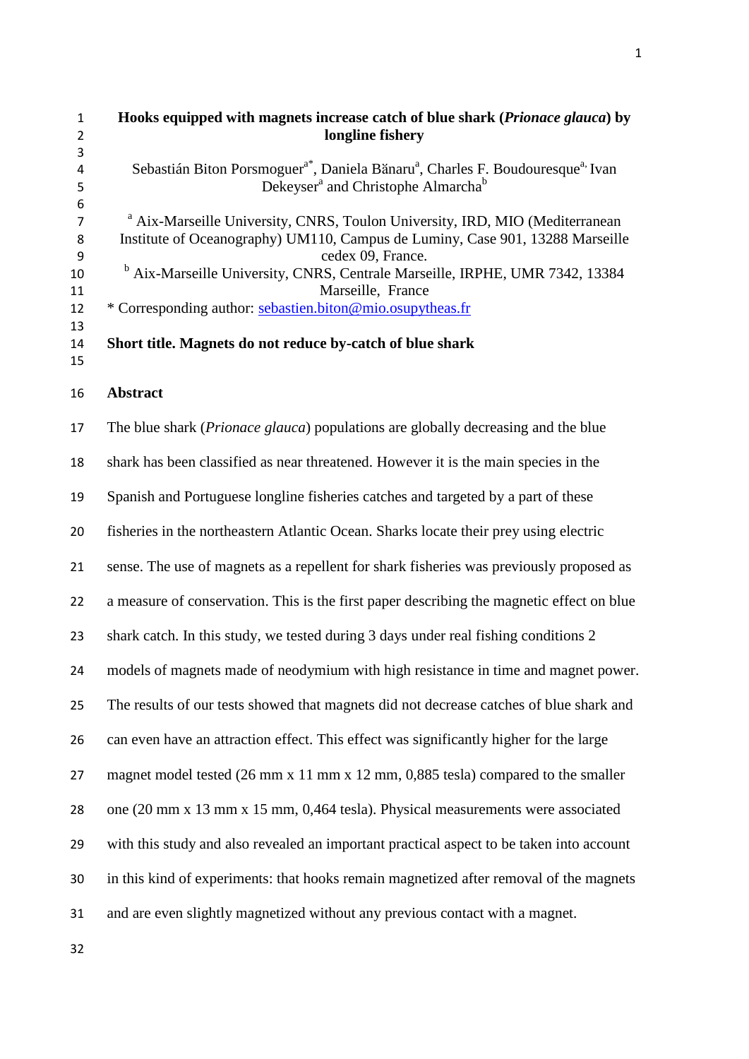# Hooks equipped with magnets increase catch of blue shark (*Prionace glauca*) by longline fishery

Sebastián Biton Porsmoguer[a*], Daniela Bănaru[a], Charles F. Boudouresque[a,] Ivan Dekeyser[a] and Christophe Almarcha[b]

[a] Aix-Marseille University, CNRS, Toulon University, IRD, MIO (Mediterranean Institute of Oceanography) UM110, Campus de Luminy, Case 901, 13288 Marseille cedex 09, France.

[b] Aix-Marseille University, CNRS, Centrale Marseille, IRPHE, UMR 7342, 13384 Marseille, France

* Corresponding author: sebastien.biton@mio.osupytheas.fr

**Short title. Magnets do not reduce by-catch of blue shark**

## Abstract

The blue shark (*Prionace glauca*) populations are globally decreasing and the blue shark has been classified as near threatened. However it is the main species in the Spanish and Portuguese longline fisheries catches and targeted by a part of these fisheries in the northeastern Atlantic Ocean. Sharks locate their prey using electric sense. The use of magnets as a repellent for shark fisheries was previously proposed as a measure of conservation. This is the first paper describing the magnetic effect on blue shark catch. In this study, we tested during 3 days under real fishing conditions 2 models of magnets made of neodymium with high resistance in time and magnet power. The results of our tests showed that magnets did not decrease catches of blue shark and can even have an attraction effect. This effect was significantly higher for the large magnet model tested (26 mm x 11 mm x 12 mm, 0,885 tesla) compared to the smaller one (20 mm x 13 mm x 15 mm, 0,464 tesla). Physical measurements were associated with this study and also revealed an important practical aspect to be taken into account in this kind of experiments: that hooks remain magnetized after removal of the magnets and are even slightly magnetized without any previous contact with a magnet.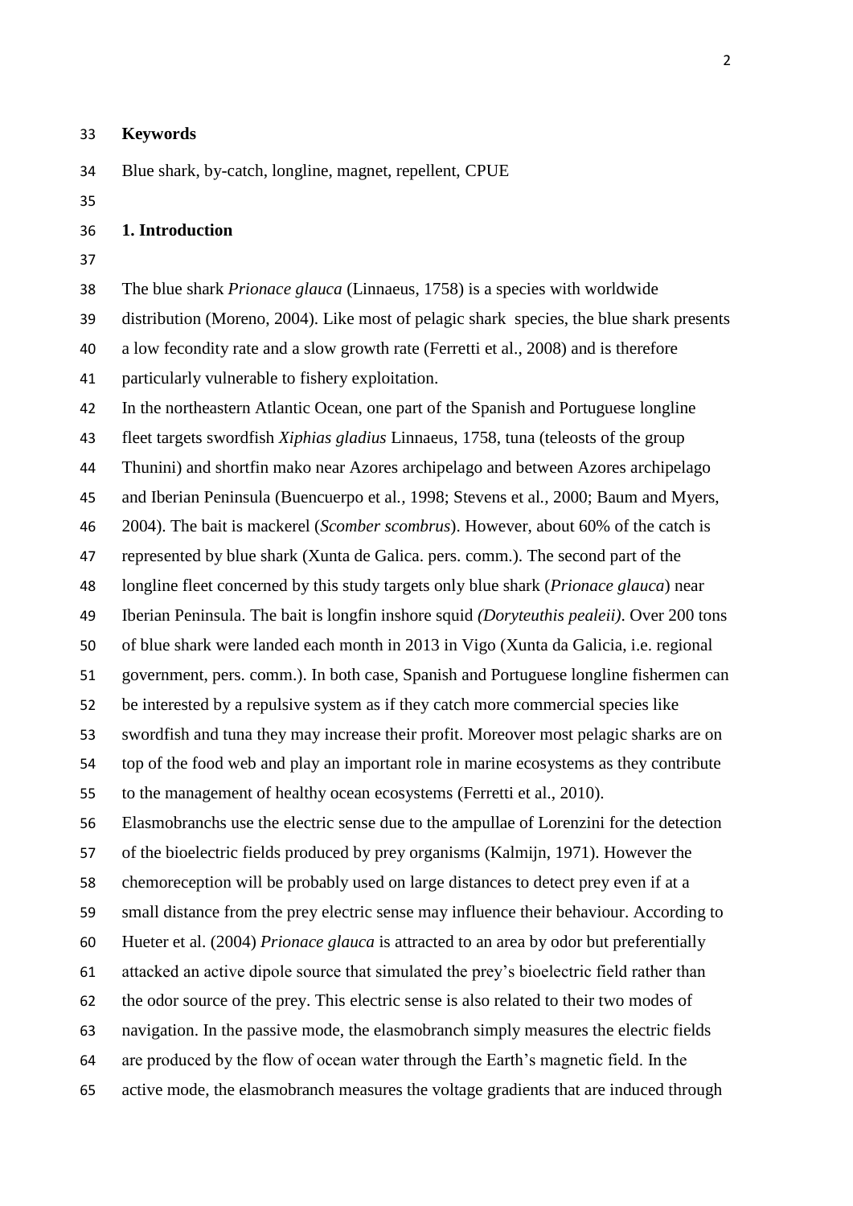**Keywords**

Blue shark, by-catch, longline, magnet, repellent, CPUE

## 1. Introduction

The blue shark *Prionace glauca* (Linnaeus, 1758) is a species with worldwide distribution (Moreno, 2004). Like most of pelagic shark species, the blue shark presents a low fecondity rate and a slow growth rate (Ferretti et al., 2008) and is therefore particularly vulnerable to fishery exploitation.

In the northeastern Atlantic Ocean, one part of the Spanish and Portuguese longline fleet targets swordfish *Xiphias gladius* Linnaeus, 1758, tuna (teleosts of the group Thunini) and shortfin mako near Azores archipelago and between Azores archipelago and Iberian Peninsula (Buencuerpo et al*.*, 1998; Stevens et al*.*, 2000; Baum and Myers, 2004). The bait is mackerel (*Scomber scombrus*). However, about 60% of the catch is represented by blue shark (Xunta de Galica. pers. comm.). The second part of the longline fleet concerned by this study targets only blue shark (*Prionace glauca*) near Iberian Peninsula. The bait is longfin inshore squid *(Doryteuthis pealeii)*. Over 200 tons of blue shark were landed each month in 2013 in Vigo (Xunta da Galicia, i.e. regional government, pers. comm.). In both case, Spanish and Portuguese longline fishermen can be interested by a repulsive system as if they catch more commercial species like swordfish and tuna they may increase their profit. Moreover most pelagic sharks are on top of the food web and play an important role in marine ecosystems as they contribute to the management of healthy ocean ecosystems (Ferretti et al., 2010).

Elasmobranchs use the electric sense due to the ampullae of Lorenzini for the detection of the bioelectric fields produced by prey organisms (Kalmijn, 1971). However the chemoreception will be probably used on large distances to detect prey even if at a small distance from the prey electric sense may influence their behaviour. According to Hueter et al. (2004) *Prionace glauca* is attracted to an area by odor but preferentially attacked an active dipole source that simulated the prey's bioelectric field rather than the odor source of the prey. This electric sense is also related to their two modes of navigation. In the passive mode, the elasmobranch simply measures the electric fields are produced by the flow of ocean water through the Earth's magnetic field. In the active mode, the elasmobranch measures the voltage gradients that are induced through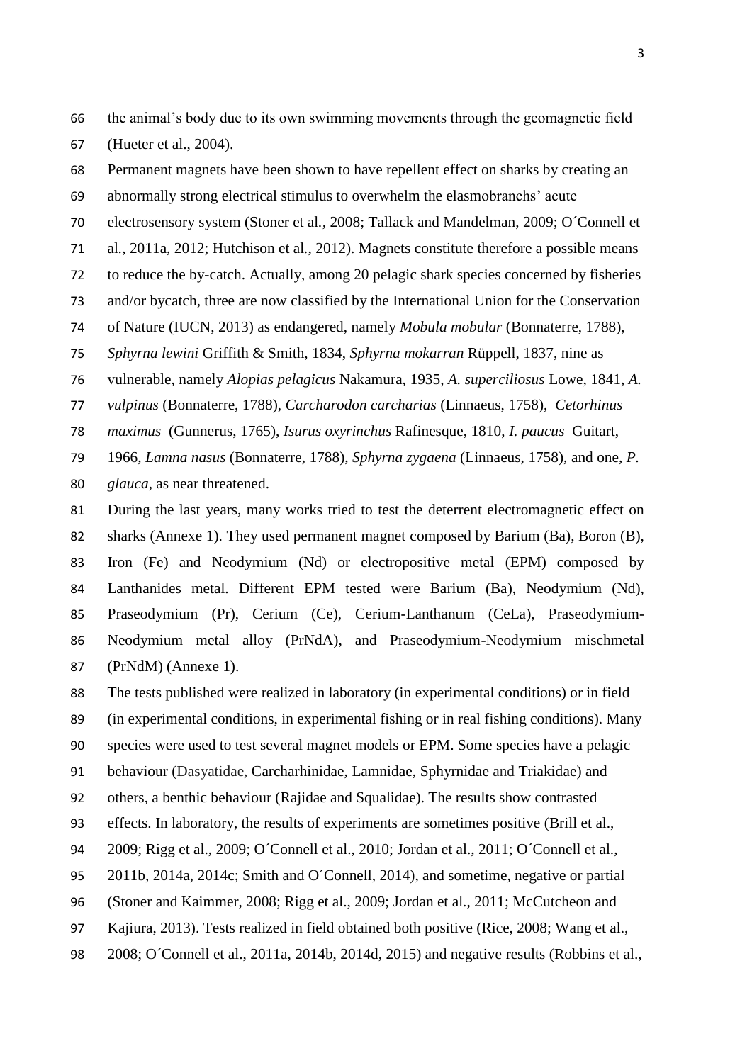the animal's body due to its own swimming movements through the geomagnetic field (Hueter et al., 2004).

Permanent magnets have been shown to have repellent effect on sharks by creating an abnormally strong electrical stimulus to overwhelm the elasmobranchs' acute electrosensory system (Stoner et al., 2008; Tallack and Mandelman, 2009; O´Connell et al., 2011a, 2012; Hutchison et al., 2012). Magnets constitute therefore a possible means to reduce the by-catch. Actually, among 20 pelagic shark species concerned by fisheries and/or bycatch, three are now classified by the International Union for the Conservation of Nature (IUCN, 2013) as endangered, namely *Mobula mobular* (Bonnaterre, 1788), *Sphyrna lewini* Griffith & Smith, 1834, *Sphyrna mokarran* Rüppell, 1837, nine as vulnerable, namely *Alopias pelagicus* Nakamura, 1935, *A. superciliosus* Lowe, 1841, *A. vulpinus* (Bonnaterre, 1788), *Carcharodon carcharias* (Linnaeus, 1758), *Cetorhinus maximus* (Gunnerus, 1765), *Isurus oxyrinchus* Rafinesque, 1810, *I. paucus* Guitart, 1966, *Lamna nasus* (Bonnaterre, 1788), *Sphyrna zygaena* (Linnaeus, 1758), and one, *P. glauca*, as near threatened.

During the last years, many works tried to test the deterrent electromagnetic effect on sharks (Annexe 1). They used permanent magnet composed by Barium (Ba), Boron (B), Iron (Fe) and Neodymium (Nd) or electropositive metal (EPM) composed by Lanthanides metal. Different EPM tested were Barium (Ba), Neodymium (Nd), Praseodymium (Pr), Cerium (Ce), Cerium-Lanthanum (CeLa), Praseodymium-Neodymium metal alloy (PrNdA), and Praseodymium-Neodymium mischmetal (PrNdM) (Annexe 1).

The tests published were realized in laboratory (in experimental conditions) or in field (in experimental conditions, in experimental fishing or in real fishing conditions). Many species were used to test several magnet models or EPM. Some species have a pelagic behaviour (Dasyatidae, Carcharhinidae, Lamnidae, Sphyrnidae and Triakidae) and others, a benthic behaviour (Rajidae and Squalidae). The results show contrasted effects. In laboratory, the results of experiments are sometimes positive (Brill et al., 2009; Rigg et al., 2009; O´Connell et al., 2010; Jordan et al., 2011; O´Connell et al., 2011b, 2014a, 2014c; Smith and O´Connell, 2014), and sometime, negative or partial (Stoner and Kaimmer, 2008; Rigg et al., 2009; Jordan et al., 2011; McCutcheon and Kajiura, 2013). Tests realized in field obtained both positive (Rice, 2008; Wang et al., 2008; O´Connell et al., 2011a, 2014b, 2014d, 2015) and negative results (Robbins et al.,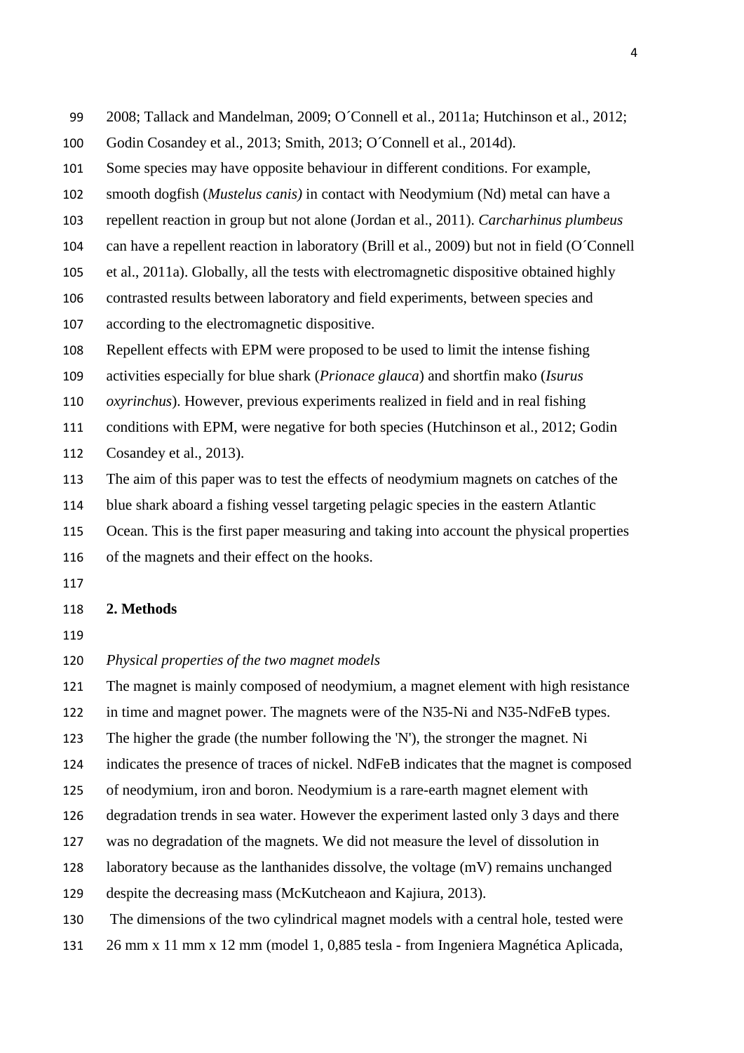2008; Tallack and Mandelman, 2009; O´Connell et al., 2011a; Hutchinson et al., 2012; Godin Cosandey et al., 2013; Smith, 2013; O´Connell et al., 2014d).

Some species may have opposite behaviour in different conditions. For example, smooth dogfish (*Mustelus canis)* in contact with Neodymium (Nd) metal can have a repellent reaction in group but not alone (Jordan et al., 2011). *Carcharhinus plumbeus* can have a repellent reaction in laboratory (Brill et al., 2009) but not in field (O´Connell et al., 2011a). Globally, all the tests with electromagnetic dispositive obtained highly contrasted results between laboratory and field experiments, between species and according to the electromagnetic dispositive.

Repellent effects with EPM were proposed to be used to limit the intense fishing activities especially for blue shark (*Prionace glauca*) and shortfin mako (*Isurus oxyrinchus*). However, previous experiments realized in field and in real fishing conditions with EPM, were negative for both species (Hutchinson et al., 2012; Godin Cosandey et al., 2013).

The aim of this paper was to test the effects of neodymium magnets on catches of the blue shark aboard a fishing vessel targeting pelagic species in the eastern Atlantic Ocean. This is the first paper measuring and taking into account the physical properties of the magnets and their effect on the hooks.

## 2. Methods

*Physical properties of the two magnet models*

The magnet is mainly composed of neodymium, a magnet element with high resistance in time and magnet power. The magnets were of the N35-Ni and N35-NdFeB types. The higher the grade (the number following the 'N'), the stronger the magnet. Ni indicates the presence of traces of nickel. NdFeB indicates that the magnet is composed of neodymium, iron and boron. Neodymium is a rare-earth magnet element with degradation trends in sea water. However the experiment lasted only 3 days and there was no degradation of the magnets. We did not measure the level of dissolution in laboratory because as the lanthanides dissolve, the voltage (mV) remains unchanged despite the decreasing mass (McKutcheaon and Kajiura, 2013).

The dimensions of the two cylindrical magnet models with a central hole, tested were 26 mm x 11 mm x 12 mm (model 1, 0,885 tesla - from Ingeniera Magnética Aplicada,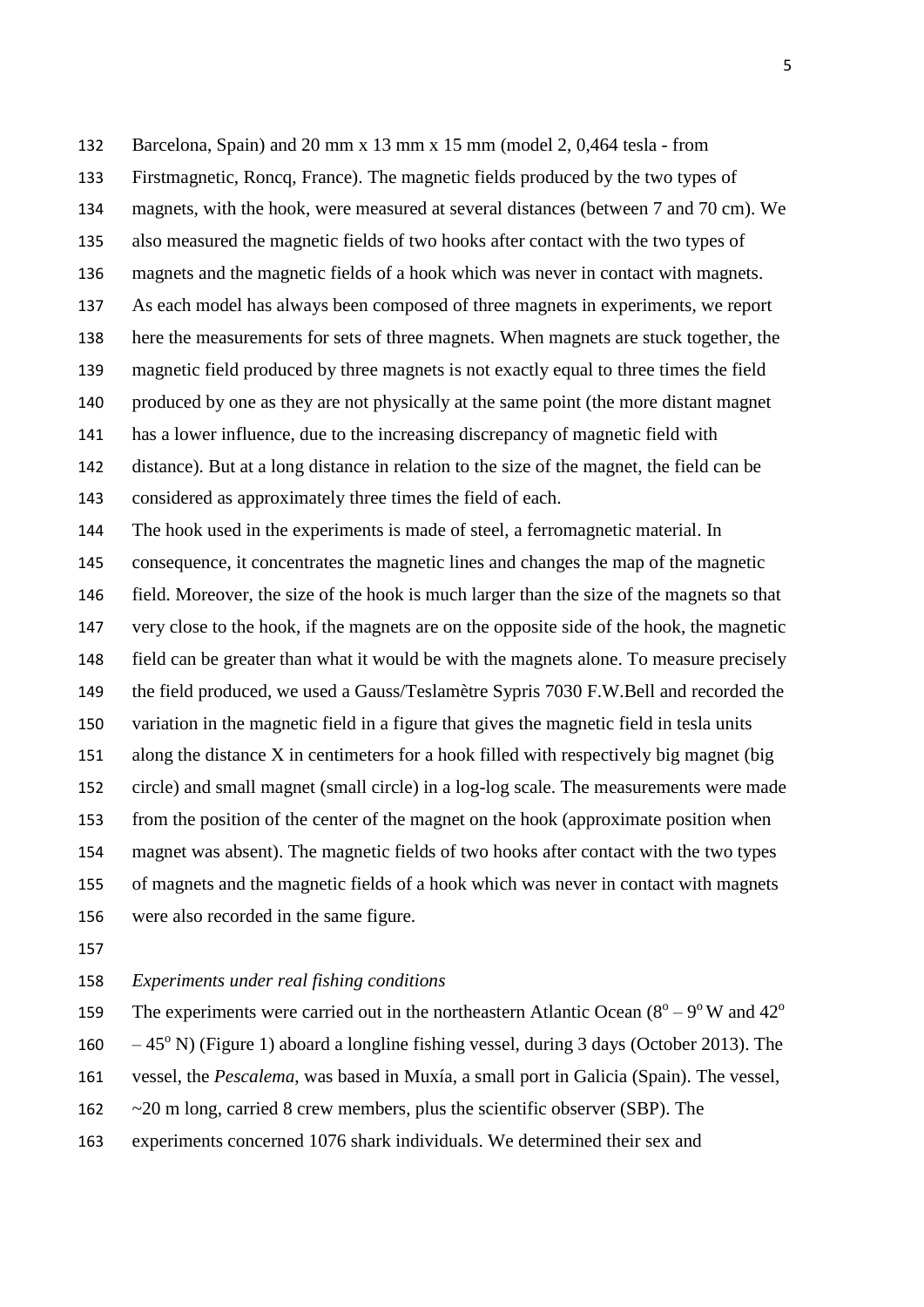Barcelona, Spain) and 20 mm x 13 mm x 15 mm (model 2, 0,464 tesla - from Firstmagnetic, Roncq, France). The magnetic fields produced by the two types of magnets, with the hook, were measured at several distances (between 7 and 70 cm). We also measured the magnetic fields of two hooks after contact with the two types of magnets and the magnetic fields of a hook which was never in contact with magnets. As each model has always been composed of three magnets in experiments, we report here the measurements for sets of three magnets. When magnets are stuck together, the magnetic field produced by three magnets is not exactly equal to three times the field produced by one as they are not physically at the same point (the more distant magnet has a lower influence, due to the increasing discrepancy of magnetic field with distance). But at a long distance in relation to the size of the magnet, the field can be considered as approximately three times the field of each.

The hook used in the experiments is made of steel, a ferromagnetic material. In consequence, it concentrates the magnetic lines and changes the map of the magnetic field. Moreover, the size of the hook is much larger than the size of the magnets so that very close to the hook, if the magnets are on the opposite side of the hook, the magnetic field can be greater than what it would be with the magnets alone. To measure precisely the field produced, we used a Gauss/Teslamètre Sypris 7030 F.W.Bell and recorded the variation in the magnetic field in a figure that gives the magnetic field in tesla units along the distance X in centimeters for a hook filled with respectively big magnet (big circle) and small magnet (small circle) in a log-log scale. The measurements were made from the position of the center of the magnet on the hook (approximate position when magnet was absent). The magnetic fields of two hooks after contact with the two types of magnets and the magnetic fields of a hook which was never in contact with magnets were also recorded in the same figure.

*Experiments under real fishing conditions*

The experiments were carried out in the northeastern Atlantic Ocean ($8^{o}$ – $9^{o}$ W and $42^{o}$ – $45^{o}$ N) (Figure 1) aboard a longline fishing vessel, during 3 days (October 2013). The vessel, the *Pescalema*, was based in Muxía, a small port in Galicia (Spain). The vessel, ~20 m long, carried 8 crew members, plus the scientific observer (SBP). The experiments concerned 1076 shark individuals. We determined their sex and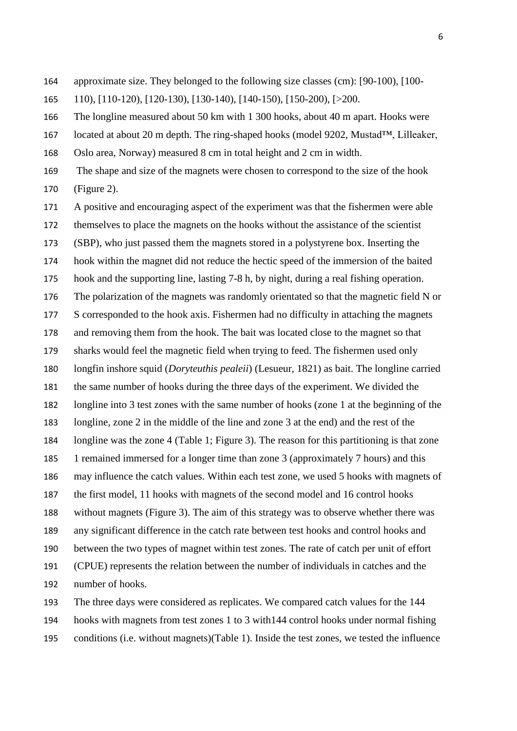approximate size. They belonged to the following size classes (cm): [90-100), [100-110), [110-120), [120-130), [130-140), [140-150), [150-200), [>200.

The longline measured about 50 km with 1 300 hooks, about 40 m apart. Hooks were located at about 20 m depth. The ring-shaped hooks (model 9202, Mustad™, Lilleaker, Oslo area, Norway) measured 8 cm in total height and 2 cm in width.

The shape and size of the magnets were chosen to correspond to the size of the hook (Figure 2).

A positive and encouraging aspect of the experiment was that the fishermen were able themselves to place the magnets on the hooks without the assistance of the scientist (SBP), who just passed them the magnets stored in a polystyrene box. Inserting the hook within the magnet did not reduce the hectic speed of the immersion of the baited hook and the supporting line, lasting 7-8 h, by night, during a real fishing operation. The polarization of the magnets was randomly orientated so that the magnetic field N or S corresponded to the hook axis. Fishermen had no difficulty in attaching the magnets and removing them from the hook. The bait was located close to the magnet so that sharks would feel the magnetic field when trying to feed. The fishermen used only longfin inshore squid (*Doryteuthis pealeii*) (Lesueur, 1821) as bait. The longline carried the same number of hooks during the three days of the experiment. We divided the longline into 3 test zones with the same number of hooks (zone 1 at the beginning of the longline, zone 2 in the middle of the line and zone 3 at the end) and the rest of the longline was the zone 4 (Table 1; Figure 3). The reason for this partitioning is that zone 1 remained immersed for a longer time than zone 3 (approximately 7 hours) and this may influence the catch values. Within each test zone, we used 5 hooks with magnets of the first model, 11 hooks with magnets of the second model and 16 control hooks without magnets (Figure 3). The aim of this strategy was to observe whether there was any significant difference in the catch rate between test hooks and control hooks and between the two types of magnet within test zones. The rate of catch per unit of effort (CPUE) represents the relation between the number of individuals in catches and the number of hooks.

The three days were considered as replicates. We compared catch values for the 144 hooks with magnets from test zones 1 to 3 with144 control hooks under normal fishing conditions (i.e. without magnets)(Table 1). Inside the test zones, we tested the influence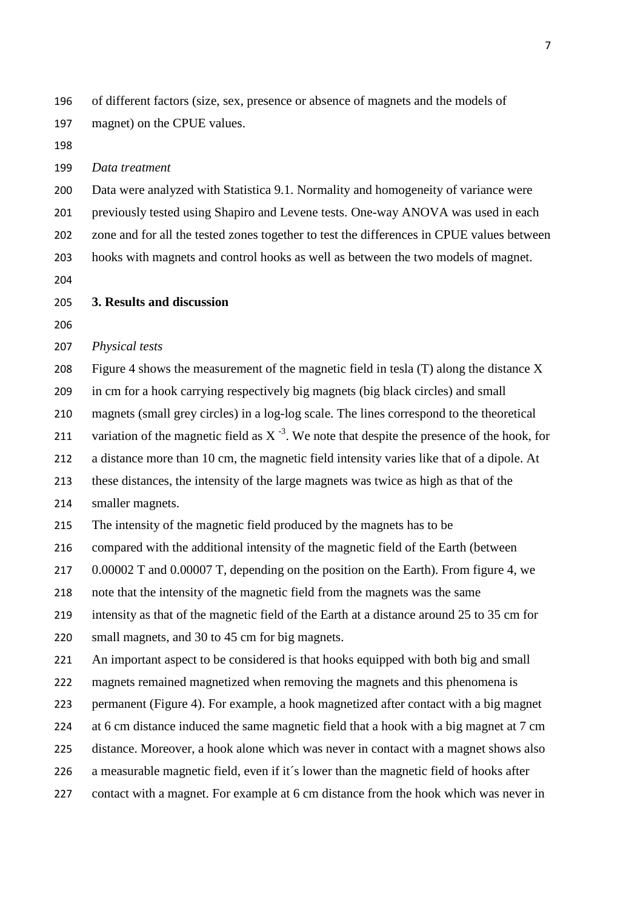of different factors (size, sex, presence or absence of magnets and the models of magnet) on the CPUE values.

*Data treatment*

Data were analyzed with Statistica 9.1. Normality and homogeneity of variance were previously tested using Shapiro and Levene tests. One-way ANOVA was used in each zone and for all the tested zones together to test the differences in CPUE values between hooks with magnets and control hooks as well as between the two models of magnet.

## 3. Results and discussion

*Physical tests*

Figure 4 shows the measurement of the magnetic field in tesla (T) along the distance X in cm for a hook carrying respectively big magnets (big black circles) and small magnets (small grey circles) in a log-log scale. The lines correspond to the theoretical variation of the magnetic field as $X^{-3}$. We note that despite the presence of the hook, for a distance more than 10 cm, the magnetic field intensity varies like that of a dipole. At these distances, the intensity of the large magnets was twice as high as that of the smaller magnets.

The intensity of the magnetic field produced by the magnets has to be compared with the additional intensity of the magnetic field of the Earth (between 0.00002 T and 0.00007 T, depending on the position on the Earth). From figure 4, we note that the intensity of the magnetic field from the magnets was the same intensity as that of the magnetic field of the Earth at a distance around 25 to 35 cm for small magnets, and 30 to 45 cm for big magnets.

An important aspect to be considered is that hooks equipped with both big and small magnets remained magnetized when removing the magnets and this phenomena is permanent (Figure 4). For example, a hook magnetized after contact with a big magnet at 6 cm distance induced the same magnetic field that a hook with a big magnet at 7 cm distance. Moreover, a hook alone which was never in contact with a magnet shows also a measurable magnetic field, even if it´s lower than the magnetic field of hooks after contact with a magnet. For example at 6 cm distance from the hook which was never in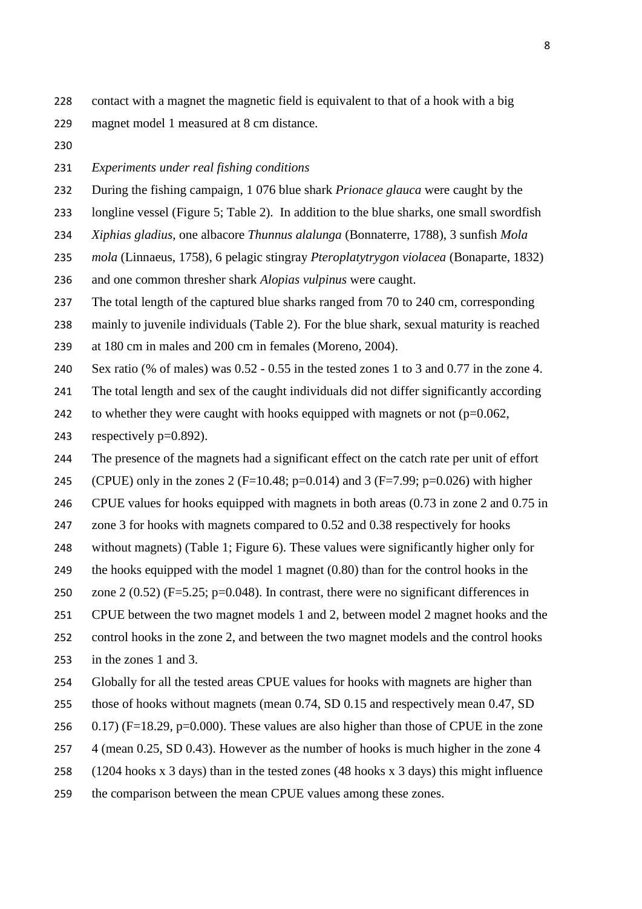contact with a magnet the magnetic field is equivalent to that of a hook with a big magnet model 1 measured at 8 cm distance.

*Experiments under real fishing conditions*

During the fishing campaign, 1 076 blue shark *Prionace glauca* were caught by the longline vessel (Figure 5; Table 2). In addition to the blue sharks, one small swordfish *Xiphias gladius*, one albacore *Thunnus alalunga* (Bonnaterre, 1788), 3 sunfish *Mola mola* (Linnaeus, 1758), 6 pelagic stingray *Pteroplatytrygon violacea* (Bonaparte, 1832) and one common thresher shark *Alopias vulpinus* were caught.

The total length of the captured blue sharks ranged from 70 to 240 cm, corresponding mainly to juvenile individuals (Table 2). For the blue shark, sexual maturity is reached at 180 cm in males and 200 cm in females (Moreno, 2004).

Sex ratio (% of males) was 0.52 - 0.55 in the tested zones 1 to 3 and 0.77 in the zone 4. The total length and sex of the caught individuals did not differ significantly according to whether they were caught with hooks equipped with magnets or not ($p=0.062$, respectively $p=0.892$).

The presence of the magnets had a significant effect on the catch rate per unit of effort (CPUE) only in the zones 2 ($F=10.48$; $p=0.014$) and 3 ($F=7.99$; $p=0.026$) with higher CPUE values for hooks equipped with magnets in both areas (0.73 in zone 2 and 0.75 in zone 3 for hooks with magnets compared to 0.52 and 0.38 respectively for hooks without magnets) (Table 1; Figure 6). These values were significantly higher only for the hooks equipped with the model 1 magnet (0.80) than for the control hooks in the zone 2 (0.52) ($F=5.25$; $p=0.048$). In contrast, there were no significant differences in CPUE between the two magnet models 1 and 2, between model 2 magnet hooks and the control hooks in the zone 2, and between the two magnet models and the control hooks in the zones 1 and 3.

Globally for all the tested areas CPUE values for hooks with magnets are higher than those of hooks without magnets (mean 0.74, SD 0.15 and respectively mean 0.47, SD 0.17) ($F=18.29$, $p=0.000$). These values are also higher than those of CPUE in the zone 4 (mean 0.25, SD 0.43). However as the number of hooks is much higher in the zone 4 (1204 hooks x 3 days) than in the tested zones (48 hooks x 3 days) this might influence the comparison between the mean CPUE values among these zones.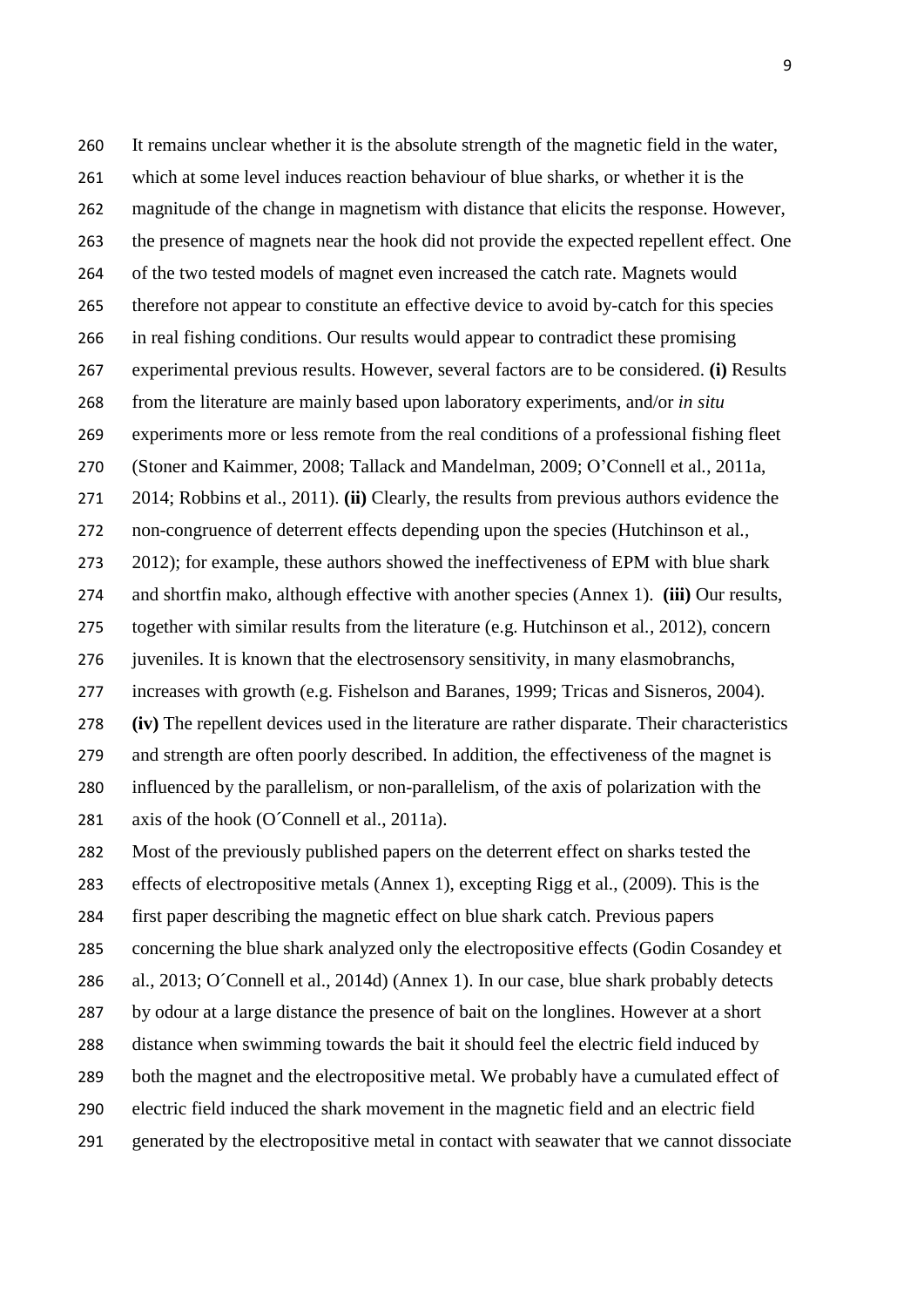It remains unclear whether it is the absolute strength of the magnetic field in the water, which at some level induces reaction behaviour of blue sharks, or whether it is the magnitude of the change in magnetism with distance that elicits the response. However, the presence of magnets near the hook did not provide the expected repellent effect. One of the two tested models of magnet even increased the catch rate. Magnets would therefore not appear to constitute an effective device to avoid by-catch for this species in real fishing conditions. Our results would appear to contradict these promising experimental previous results. However, several factors are to be considered. **(i)** Results from the literature are mainly based upon laboratory experiments, and/or *in situ* experiments more or less remote from the real conditions of a professional fishing fleet (Stoner and Kaimmer, 2008; Tallack and Mandelman, 2009; O'Connell et al., 2011a, 2014; Robbins et al., 2011). **(ii)** Clearly, the results from previous authors evidence the non-congruence of deterrent effects depending upon the species (Hutchinson et al., 2012); for example, these authors showed the ineffectiveness of EPM with blue shark and shortfin mako, although effective with another species (Annex 1). **(iii)** Our results, together with similar results from the literature (e.g. Hutchinson et al., 2012), concern juveniles. It is known that the electrosensory sensitivity, in many elasmobranchs, increases with growth (e.g. Fishelson and Baranes, 1999; Tricas and Sisneros, 2004). **(iv)** The repellent devices used in the literature are rather disparate. Their characteristics and strength are often poorly described. In addition, the effectiveness of the magnet is influenced by the parallelism, or non-parallelism, of the axis of polarization with the axis of the hook (O´Connell et al., 2011a).

Most of the previously published papers on the deterrent effect on sharks tested the effects of electropositive metals (Annex 1), excepting Rigg et al., (2009). This is the first paper describing the magnetic effect on blue shark catch. Previous papers concerning the blue shark analyzed only the electropositive effects (Godin Cosandey et al., 2013; O´Connell et al., 2014d) (Annex 1). In our case, blue shark probably detects by odour at a large distance the presence of bait on the longlines. However at a short distance when swimming towards the bait it should feel the electric field induced by both the magnet and the electropositive metal. We probably have a cumulated effect of electric field induced the shark movement in the magnetic field and an electric field generated by the electropositive metal in contact with seawater that we cannot dissociate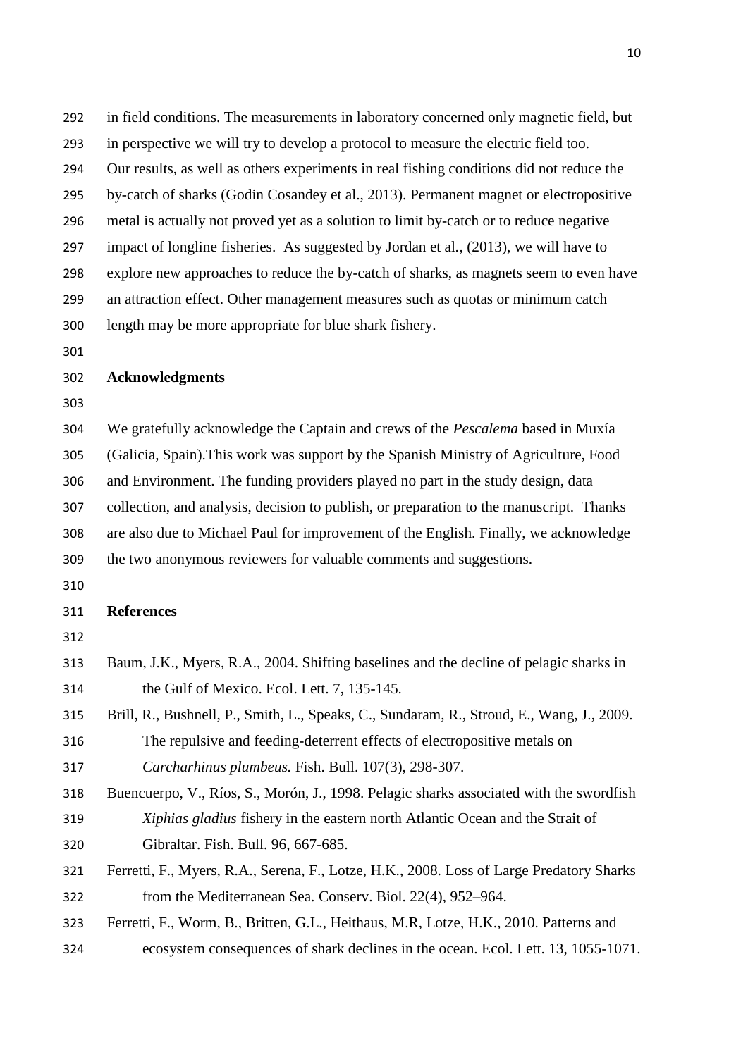in field conditions. The measurements in laboratory concerned only magnetic field, but in perspective we will try to develop a protocol to measure the electric field too. Our results, as well as others experiments in real fishing conditions did not reduce the by-catch of sharks (Godin Cosandey et al., 2013). Permanent magnet or electropositive metal is actually not proved yet as a solution to limit by-catch or to reduce negative impact of longline fisheries. As suggested by Jordan et al., (2013), we will have to explore new approaches to reduce the by-catch of sharks, as magnets seem to even have an attraction effect. Other management measures such as quotas or minimum catch length may be more appropriate for blue shark fishery.

## Acknowledgments

We gratefully acknowledge the Captain and crews of the *Pescalema* based in Muxía (Galicia, Spain).This work was support by the Spanish Ministry of Agriculture, Food and Environment. The funding providers played no part in the study design, data collection, and analysis, decision to publish, or preparation to the manuscript. Thanks are also due to Michael Paul for improvement of the English. Finally, we acknowledge the two anonymous reviewers for valuable comments and suggestions.

## References

Baum, J.K., Myers, R.A., 2004. Shifting baselines and the decline of pelagic sharks in the Gulf of Mexico. Ecol. Lett. 7, 135-145.

Brill, R., Bushnell, P., Smith, L., Speaks, C., Sundaram, R., Stroud, E., Wang, J., 2009. The repulsive and feeding-deterrent effects of electropositive metals on *Carcharhinus plumbeus.* Fish. Bull. 107(3), 298-307.

Buencuerpo, V., Ríos, S., Morón, J., 1998. Pelagic sharks associated with the swordfish *Xiphias gladius* fishery in the eastern north Atlantic Ocean and the Strait of Gibraltar. Fish. Bull. 96, 667-685.

Ferretti, F., Myers, R.A., Serena, F., Lotze, H.K., 2008. Loss of Large Predatory Sharks from the Mediterranean Sea. Conserv. Biol. 22(4), 952–964.

Ferretti, F., Worm, B., Britten, G.L., Heithaus, M.R, Lotze, H.K., 2010. Patterns and ecosystem consequences of shark declines in the ocean. Ecol. Lett. 13, 1055-1071.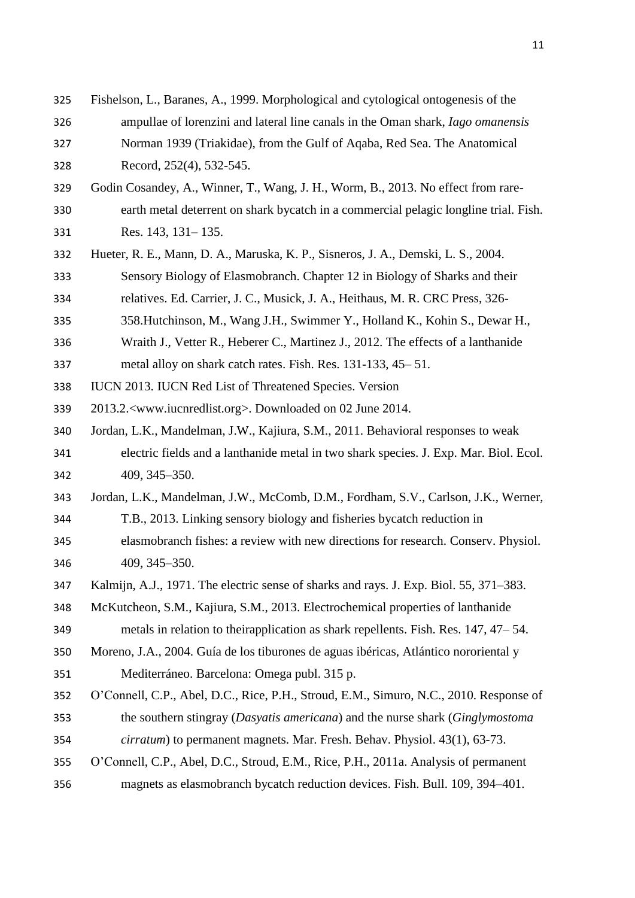Fishelson, L., Baranes, A., 1999. Morphological and cytological ontogenesis of the ampullae of lorenzini and lateral line canals in the Oman shark, *Iago omanensis* Norman 1939 (Triakidae), from the Gulf of Aqaba, Red Sea. The Anatomical Record, 252(4), 532-545.

Godin Cosandey, A., Winner, T., Wang, J. H., Worm, B., 2013. No effect from rare-earth metal deterrent on shark bycatch in a commercial pelagic longline trial. Fish. Res. 143, 131– 135.

Hueter, R. E., Mann, D. A., Maruska, K. P., Sisneros, J. A., Demski, L. S., 2004. Sensory Biology of Elasmobranch. Chapter 12 in Biology of Sharks and their relatives. Ed. Carrier, J. C., Musick, J. A., Heithaus, M. R. CRC Press, 326-358.Hutchinson, M., Wang J.H., Swimmer Y., Holland K., Kohin S., Dewar H., Wraith J., Vetter R., Heberer C., Martinez J., 2012. The effects of a lanthanide metal alloy on shark catch rates. Fish. Res. 131-133, 45– 51.

IUCN 2013. IUCN Red List of Threatened Species. Version 2013.2.<www.iucnredlist.org>. Downloaded on 02 June 2014.

Jordan, L.K., Mandelman, J.W., Kajiura, S.M., 2011. Behavioral responses to weak electric fields and a lanthanide metal in two shark species. J. Exp. Mar. Biol. Ecol. 409, 345–350.

Jordan, L.K., Mandelman, J.W., McComb, D.M., Fordham, S.V., Carlson, J.K., Werner, T.B., 2013. Linking sensory biology and fisheries bycatch reduction in elasmobranch fishes: a review with new directions for research. Conserv. Physiol. 409, 345–350.

Kalmijn, A.J., 1971. The electric sense of sharks and rays. J. Exp. Biol. 55, 371–383.

McKutcheon, S.M., Kajiura, S.M., 2013. Electrochemical properties of lanthanide metals in relation to theirapplication as shark repellents. Fish. Res. 147, 47– 54.

Moreno, J.A., 2004. Guía de los tiburones de aguas ibéricas, Atlántico nororiental y Mediterráneo. Barcelona: Omega publ. 315 p.

O'Connell, C.P., Abel, D.C., Rice, P.H., Stroud, E.M., Simuro, N.C., 2010. Response of the southern stingray (*Dasyatis americana*) and the nurse shark (*Ginglymostoma cirratum*) to permanent magnets. Mar. Fresh. Behav. Physiol. 43(1), 63-73.

O'Connell, C.P., Abel, D.C., Stroud, E.M., Rice, P.H., 2011a. Analysis of permanent magnets as elasmobranch bycatch reduction devices. Fish. Bull. 109, 394–401.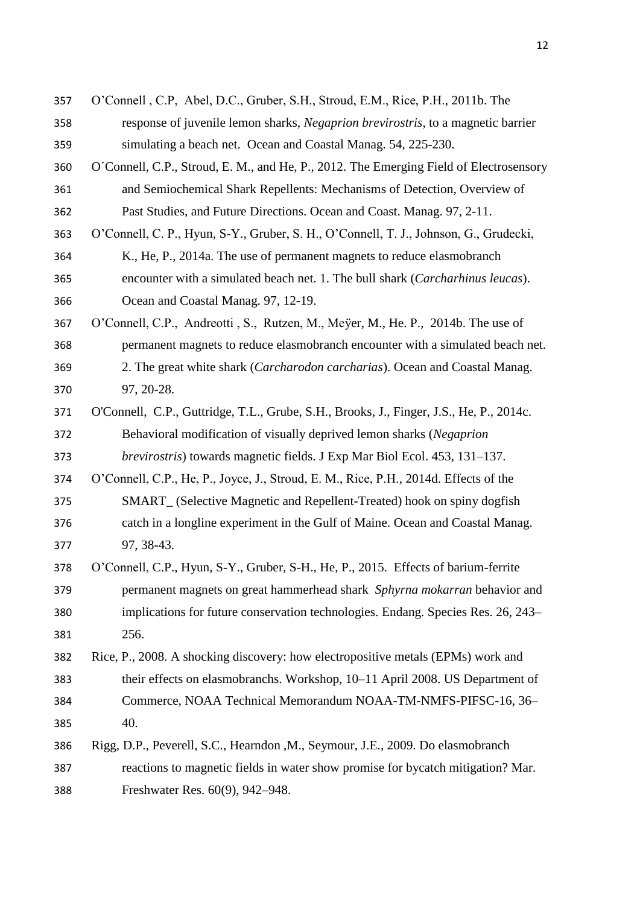O'Connell , C.P, Abel, D.C., Gruber, S.H., Stroud, E.M., Rice, P.H., 2011b. The response of juvenile lemon sharks, *Negaprion brevirostris*, to a magnetic barrier simulating a beach net. Ocean and Coastal Manag. 54, 225-230.

O´Connell, C.P., Stroud, E. M., and He, P., 2012. The Emerging Field of Electrosensory and Semiochemical Shark Repellents: Mechanisms of Detection, Overview of Past Studies, and Future Directions. Ocean and Coast. Manag. 97, 2-11.

O'Connell, C. P., Hyun, S-Y., Gruber, S. H., O'Connell, T. J., Johnson, G., Grudecki, K., He, P., 2014a. The use of permanent magnets to reduce elasmobranch encounter with a simulated beach net. 1. The bull shark (*Carcharhinus leucas*). Ocean and Coastal Manag. 97, 12-19.

O'Connell, C.P., Andreotti , S., Rutzen, M., Meÿer, M., He. P., 2014b. The use of permanent magnets to reduce elasmobranch encounter with a simulated beach net. 2. The great white shark (*Carcharodon carcharias*). Ocean and Coastal Manag. 97, 20-28.

O'Connell, C.P., Guttridge, T.L., Grube, S.H., Brooks, J., Finger, J.S., He, P., 2014c. Behavioral modification of visually deprived lemon sharks (*Negaprion brevirostris*) towards magnetic fields. J Exp Mar Biol Ecol. 453, 131–137.

O'Connell, C.P., He, P., Joyce, J., Stroud, E. M., Rice, P.H., 2014d. Effects of the SMART_ (Selective Magnetic and Repellent-Treated) hook on spiny dogfish catch in a longline experiment in the Gulf of Maine. Ocean and Coastal Manag. 97, 38-43.

O'Connell, C.P., Hyun, S-Y., Gruber, S-H., He, P., 2015. Effects of barium-ferrite permanent magnets on great hammerhead shark *Sphyrna mokarran* behavior and implications for future conservation technologies. Endang. Species Res. 26, 243–256.

Rice, P., 2008. A shocking discovery: how electropositive metals (EPMs) work and their effects on elasmobranchs. Workshop, 10–11 April 2008. US Department of Commerce, NOAA Technical Memorandum NOAA-TM-NMFS-PIFSC-16, 36–40.

Rigg, D.P., Peverell, S.C., Hearndon ,M., Seymour, J.E., 2009. Do elasmobranch reactions to magnetic fields in water show promise for bycatch mitigation? Mar. Freshwater Res. 60(9), 942–948.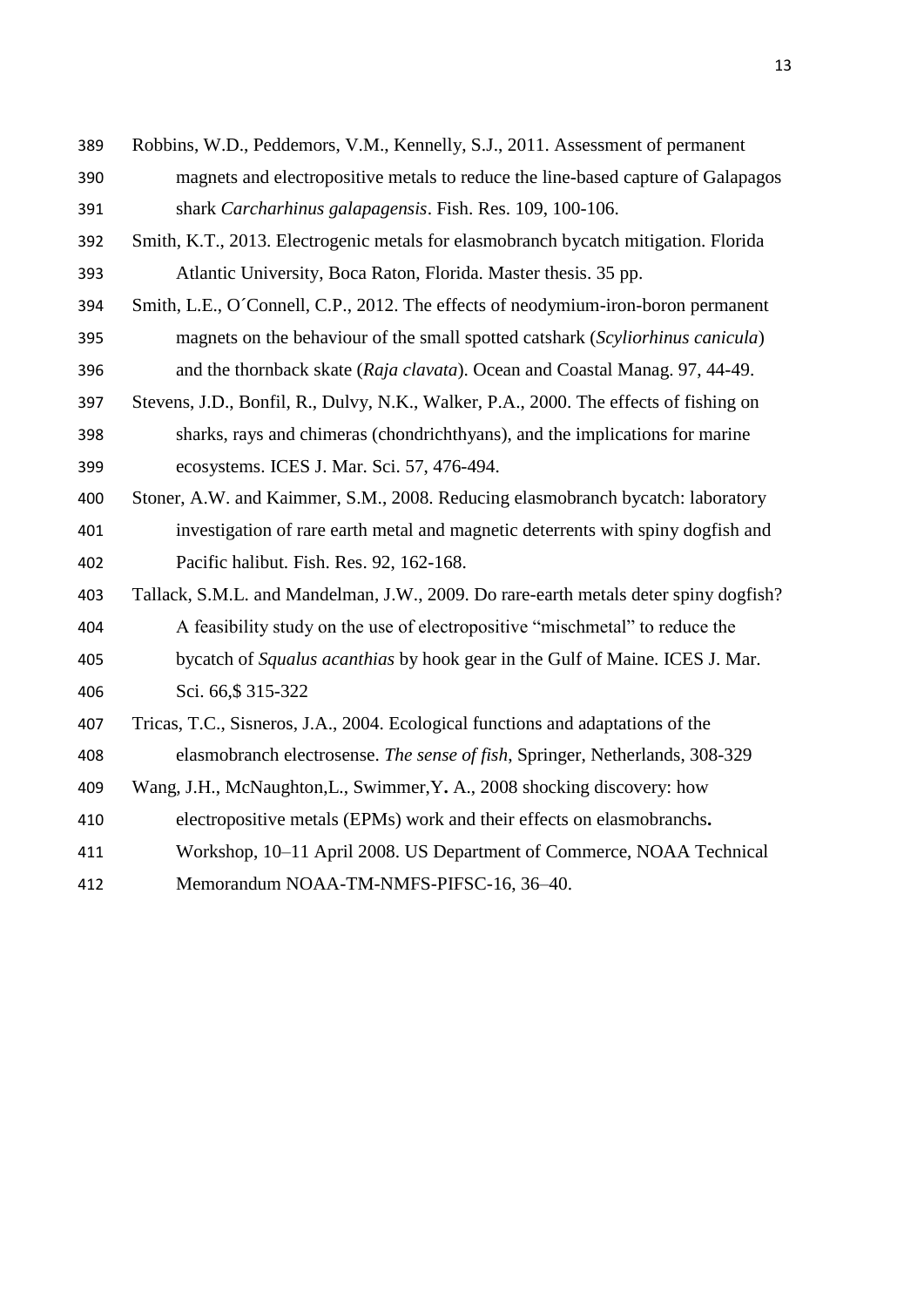Robbins, W.D., Peddemors, V.M., Kennelly, S.J., 2011. Assessment of permanent magnets and electropositive metals to reduce the line-based capture of Galapagos shark *Carcharhinus galapagensis*. Fish. Res. 109, 100-106.

Smith, K.T., 2013. Electrogenic metals for elasmobranch bycatch mitigation. Florida Atlantic University, Boca Raton, Florida. Master thesis. 35 pp.

Smith, L.E., O´Connell, C.P., 2012. The effects of neodymium-iron-boron permanent magnets on the behaviour of the small spotted catshark (*Scyliorhinus canicula*) and the thornback skate (*Raja clavata*). Ocean and Coastal Manag. 97, 44-49.

Stevens, J.D., Bonfil, R., Dulvy, N.K., Walker, P.A., 2000. The effects of fishing on sharks, rays and chimeras (chondrichthyans), and the implications for marine ecosystems. ICES J. Mar. Sci. 57, 476-494.

Stoner, A.W. and Kaimmer, S.M., 2008. Reducing elasmobranch bycatch: laboratory investigation of rare earth metal and magnetic deterrents with spiny dogfish and Pacific halibut. Fish. Res. 92, 162-168.

Tallack, S.M.L. and Mandelman, J.W., 2009. Do rare-earth metals deter spiny dogfish? A feasibility study on the use of electropositive "mischmetal" to reduce the bycatch of *Squalus acanthias* by hook gear in the Gulf of Maine. ICES J. Mar. Sci. 66,$ 315-322

Tricas, T.C., Sisneros, J.A., 2004. Ecological functions and adaptations of the elasmobranch electrosense. *The sense of fish*, Springer, Netherlands, 308-329

Wang, J.H., McNaughton,L., Swimmer,Y**.** A., 2008 shocking discovery: how electropositive metals (EPMs) work and their effects on elasmobranchs**.** Workshop, 10–11 April 2008. US Department of Commerce, NOAA Technical Memorandum NOAA-TM-NMFS-PIFSC-16, 36–40.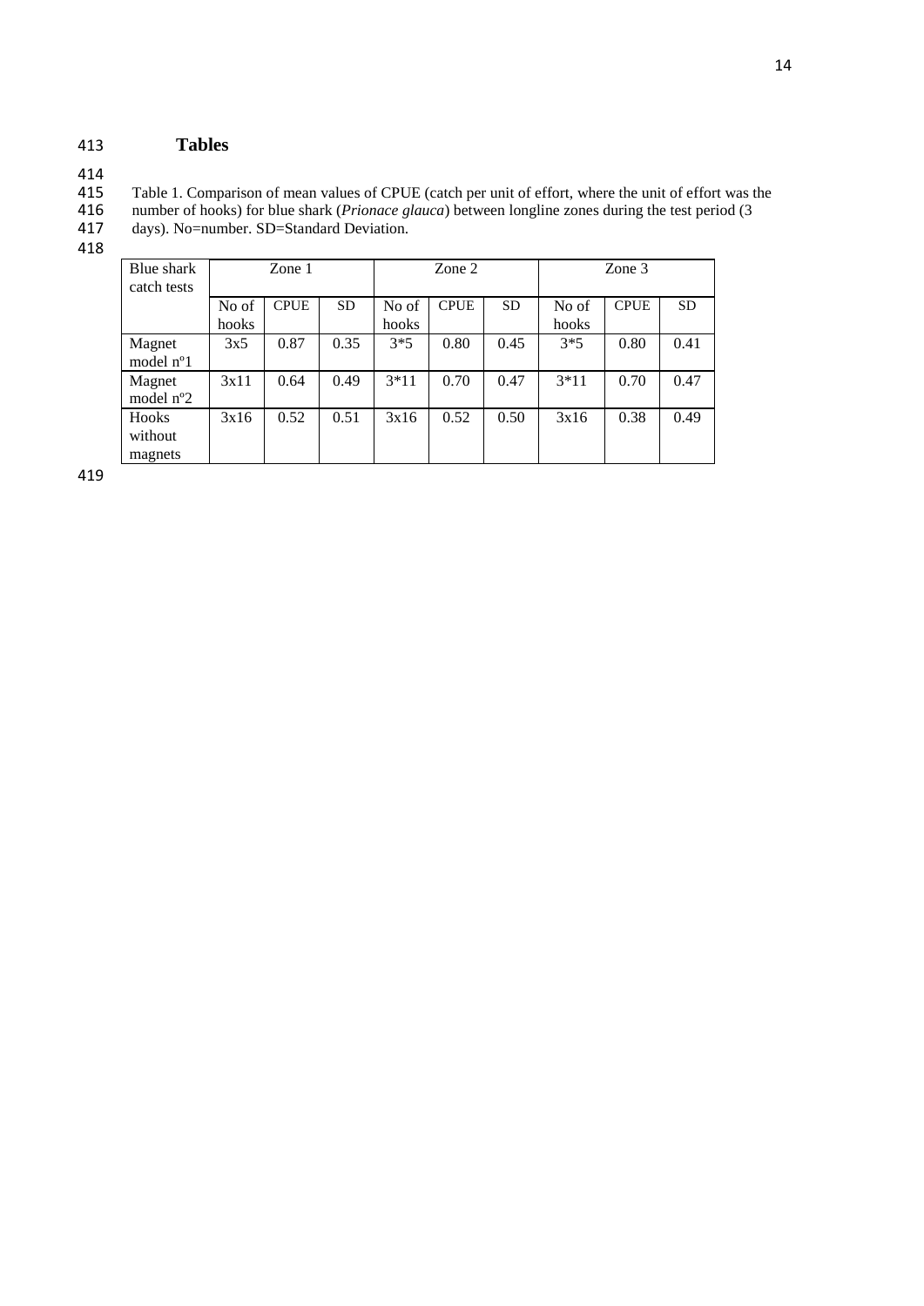## Tables

Table 1. Comparison of mean values of CPUE (catch per unit of effort, where the unit of effort was the number of hooks) for blue shark (*Prionace glauca*) between longline zones during the test period (3 days). No=number. SD=Standard Deviation.

| Blue shark catch tests | Zone 1 | | | Zone 2 | | | Zone 3 | | |
|---|---|---|---|---|---|---|---|---|---|
| | No of hooks | CPUE | SD | No of hooks | CPUE | SD | No of hooks | CPUE | SD |
| Magnet model nº1 | 3x5 | 0.87 | 0.35 | 3*5 | 0.80 | 0.45 | 3*5 | 0.80 | 0.41 |
| Magnet model nº2 | 3x11 | 0.64 | 0.49 | 3*11 | 0.70 | 0.47 | 3*11 | 0.70 | 0.47 |
| Hooks without magnets | 3x16 | 0.52 | 0.51 | 3x16 | 0.52 | 0.50 | 3x16 | 0.38 | 0.49 |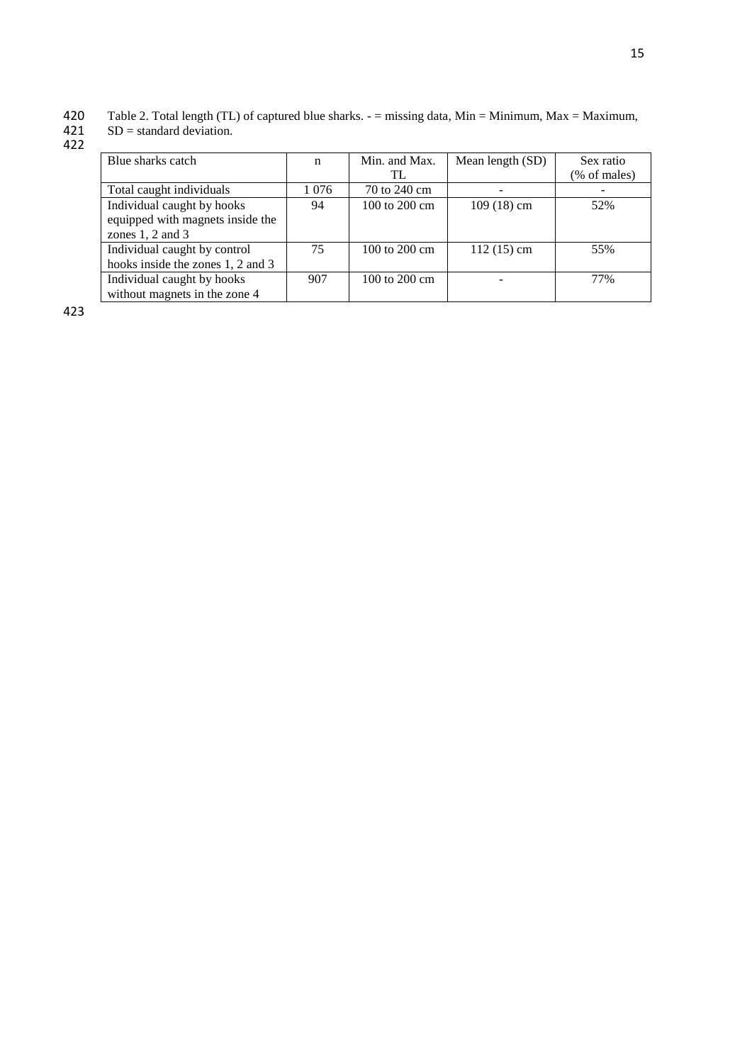Table 2. Total length (TL) of captured blue sharks. - = missing data, Min = Minimum, Max = Maximum, SD = standard deviation.

| Blue sharks catch | n | Min. and Max. TL | Mean length (SD) | Sex ratio (% of males) |
|---|---|---|---|---|
| Total caught individuals | 1 076 | 70 to 240 cm | - | - |
| Individual caught by hooks equipped with magnets inside the zones 1, 2 and 3 | 94 | 100 to 200 cm | 109 (18) cm | 52% |
| Individual caught by control hooks inside the zones 1, 2 and 3 | 75 | 100 to 200 cm | 112 (15) cm | 55% |
| Individual caught by hooks without magnets in the zone 4 | 907 | 100 to 200 cm | - | 77% |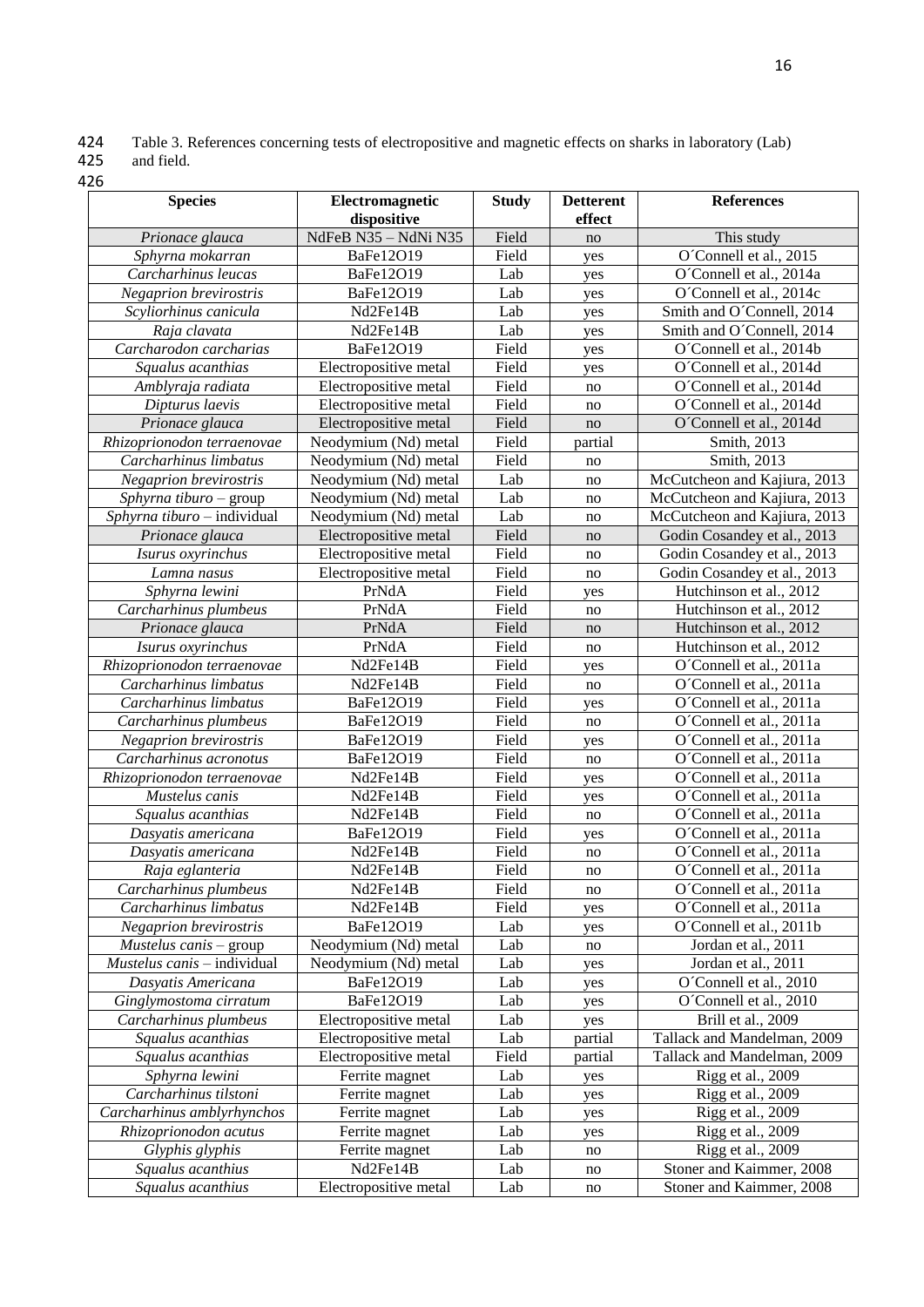Table 3. References concerning tests of electropositive and magnetic effects on sharks in laboratory (Lab) and field.

| Species | Electromagnetic dispositive | Study | Detterent effect | References |
|---|---|---|---|---|
| *Prionace glauca* | NdFeB N35 – NdNi N35 | Field | no | This study |
| *Sphyrna mokarran* | BaFe12O19 | Field | yes | O´Connell et al., 2015 |
| *Carcharhinus leucas* | BaFe12O19 | Lab | yes | O´Connell et al., 2014a |
| *Negaprion brevirostris* | BaFe12O19 | Lab | yes | O´Connell et al., 2014c |
| *Scyliorhinus canicula* | Nd2Fe14B | Lab | yes | Smith and O´Connell, 2014 |
| *Raja clavata* | Nd2Fe14B | Lab | yes | Smith and O´Connell, 2014 |
| *Carcharodon carcharias* | BaFe12O19 | Field | yes | O´Connell et al., 2014b |
| *Squalus acanthias* | Electropositive metal | Field | yes | O´Connell et al., 2014d |
| *Amblyraja radiata* | Electropositive metal | Field | no | O´Connell et al., 2014d |
| *Dipturus laevis* | Electropositive metal | Field | no | O´Connell et al., 2014d |
| *Prionace glauca* | Electropositive metal | Field | no | O´Connell et al., 2014d |
| *Rhizoprionodon terraenovae* | Neodymium (Nd) metal | Field | partial | Smith, 2013 |
| *Carcharhinus limbatus* | Neodymium (Nd) metal | Field | no | Smith, 2013 |
| *Negaprion brevirostris* | Neodymium (Nd) metal | Lab | no | McCutcheon and Kajiura, 2013 |
| *Sphyrna tiburo* – group | Neodymium (Nd) metal | Lab | no | McCutcheon and Kajiura, 2013 |
| *Sphyrna tiburo* – individual | Neodymium (Nd) metal | Lab | no | McCutcheon and Kajiura, 2013 |
| *Prionace glauca* | Electropositive metal | Field | no | Godin Cosandey et al., 2013 |
| *Isurus oxyrinchus* | Electropositive metal | Field | no | Godin Cosandey et al., 2013 |
| *Lamna nasus* | Electropositive metal | Field | no | Godin Cosandey et al., 2013 |
| *Sphyrna lewini* | PrNdA | Field | yes | Hutchinson et al., 2012 |
| *Carcharhinus plumbeus* | PrNdA | Field | no | Hutchinson et al., 2012 |
| *Prionace glauca* | PrNdA | Field | no | Hutchinson et al., 2012 |
| *Isurus oxyrinchus* | PrNdA | Field | no | Hutchinson et al., 2012 |
| *Rhizoprionodon terraenovae* | Nd2Fe14B | Field | yes | O´Connell et al., 2011a |
| *Carcharhinus limbatus* | Nd2Fe14B | Field | no | O´Connell et al., 2011a |
| *Carcharhinus limbatus* | BaFe12O19 | Field | yes | O´Connell et al., 2011a |
| *Carcharhinus plumbeus* | BaFe12O19 | Field | no | O´Connell et al., 2011a |
| *Negaprion brevirostris* | BaFe12O19 | Field | yes | O´Connell et al., 2011a |
| *Carcharhinus acronotus* | BaFe12O19 | Field | no | O´Connell et al., 2011a |
| *Rhizoprionodon terraenovae* | Nd2Fe14B | Field | yes | O´Connell et al., 2011a |
| *Mustelus canis* | Nd2Fe14B | Field | yes | O´Connell et al., 2011a |
| *Squalus acanthias* | Nd2Fe14B | Field | no | O´Connell et al., 2011a |
| *Dasyatis americana* | BaFe12O19 | Field | yes | O´Connell et al., 2011a |
| *Dasyatis americana* | Nd2Fe14B | Field | no | O´Connell et al., 2011a |
| *Raja eglanteria* | Nd2Fe14B | Field | no | O´Connell et al., 2011a |
| *Carcharhinus plumbeus* | Nd2Fe14B | Field | no | O´Connell et al., 2011a |
| *Carcharhinus limbatus* | Nd2Fe14B | Field | yes | O´Connell et al., 2011a |
| *Negaprion brevirostris* | BaFe12O19 | Lab | yes | O´Connell et al., 2011b |
| *Mustelus canis* – group | Neodymium (Nd) metal | Lab | no | Jordan et al., 2011 |
| *Mustelus canis* – individual | Neodymium (Nd) metal | Lab | yes | Jordan et al., 2011 |
| *Dasyatis Americana* | BaFe12O19 | Lab | yes | O´Connell et al., 2010 |
| *Ginglymostoma cirratum* | BaFe12O19 | Lab | yes | O´Connell et al., 2010 |
| *Carcharhinus plumbeus* | Electropositive metal | Lab | yes | Brill et al., 2009 |
| *Squalus acanthias* | Electropositive metal | Lab | partial | Tallack and Mandelman, 2009 |
| *Squalus acanthias* | Electropositive metal | Field | partial | Tallack and Mandelman, 2009 |
| *Sphyrna lewini* | Ferrite magnet | Lab | yes | Rigg et al., 2009 |
| *Carcharhinus tilstoni* | Ferrite magnet | Lab | yes | Rigg et al., 2009 |
| *Carcharhinus amblyrhynchos* | Ferrite magnet | Lab | yes | Rigg et al., 2009 |
| *Rhizoprionodon acutus* | Ferrite magnet | Lab | yes | Rigg et al., 2009 |
| *Glyphis glyphis* | Ferrite magnet | Lab | no | Rigg et al., 2009 |
| *Squalus acanthius* | Nd2Fe14B | Lab | no | Stoner and Kaimmer, 2008 |
| *Squalus acanthius* | Electropositive metal | Lab | no | Stoner and Kaimmer, 2008 |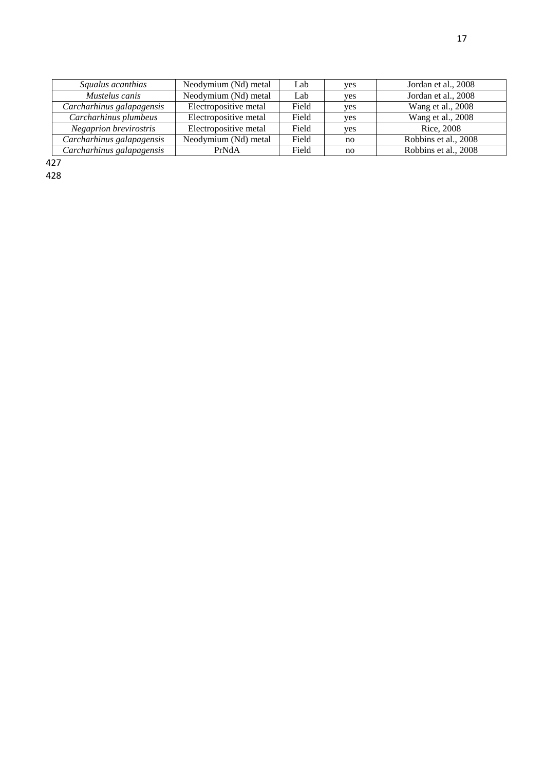| | | | | |
|---|---|---|---|---|
| *Squalus acanthias* | Neodymium (Nd) metal | Lab | yes | Jordan et al., 2008 |
| *Mustelus canis* | Neodymium (Nd) metal | Lab | yes | Jordan et al., 2008 |
| *Carcharhinus galapagensis* | Electropositive metal | Field | yes | Wang et al., 2008 |
| *Carcharhinus plumbeus* | Electropositive metal | Field | yes | Wang et al., 2008 |
| *Negaprion brevirostris* | Electropositive metal | Field | yes | Rice, 2008 |
| *Carcharhinus galapagensis* | Neodymium (Nd) metal | Field | no | Robbins et al., 2008 |
| *Carcharhinus galapagensis* | PrNdA | Field | no | Robbins et al., 2008 |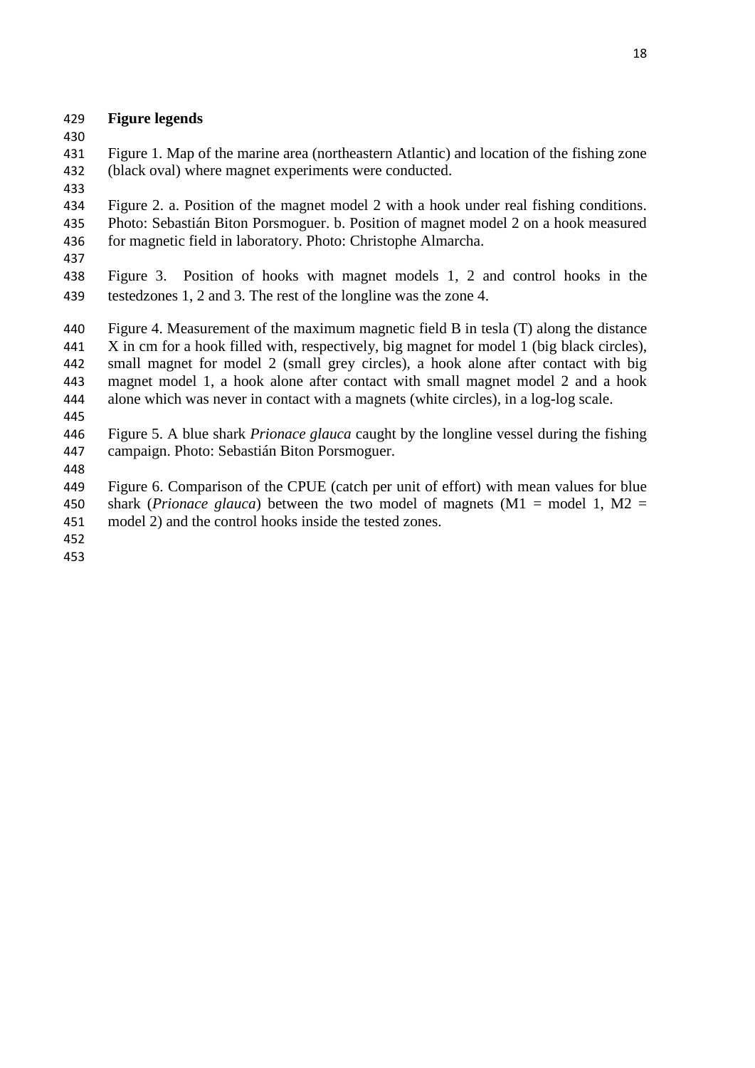**Figure legends**

Figure 1. Map of the marine area (northeastern Atlantic) and location of the fishing zone (black oval) where magnet experiments were conducted.

Figure 2. a. Position of the magnet model 2 with a hook under real fishing conditions. Photo: Sebastián Biton Porsmoguer. b. Position of magnet model 2 on a hook measured for magnetic field in laboratory. Photo: Christophe Almarcha.

Figure 3. Position of hooks with magnet models 1, 2 and control hooks in the testedzones 1, 2 and 3. The rest of the longline was the zone 4.

Figure 4. Measurement of the maximum magnetic field B in tesla (T) along the distance X in cm for a hook filled with, respectively, big magnet for model 1 (big black circles), small magnet for model 2 (small grey circles), a hook alone after contact with big magnet model 1, a hook alone after contact with small magnet model 2 and a hook alone which was never in contact with a magnets (white circles), in a log-log scale.

Figure 5. A blue shark *Prionace glauca* caught by the longline vessel during the fishing campaign. Photo: Sebastián Biton Porsmoguer.

Figure 6. Comparison of the CPUE (catch per unit of effort) with mean values for blue shark (*Prionace glauca*) between the two model of magnets (M1 = model 1, M2 = model 2) and the control hooks inside the tested zones.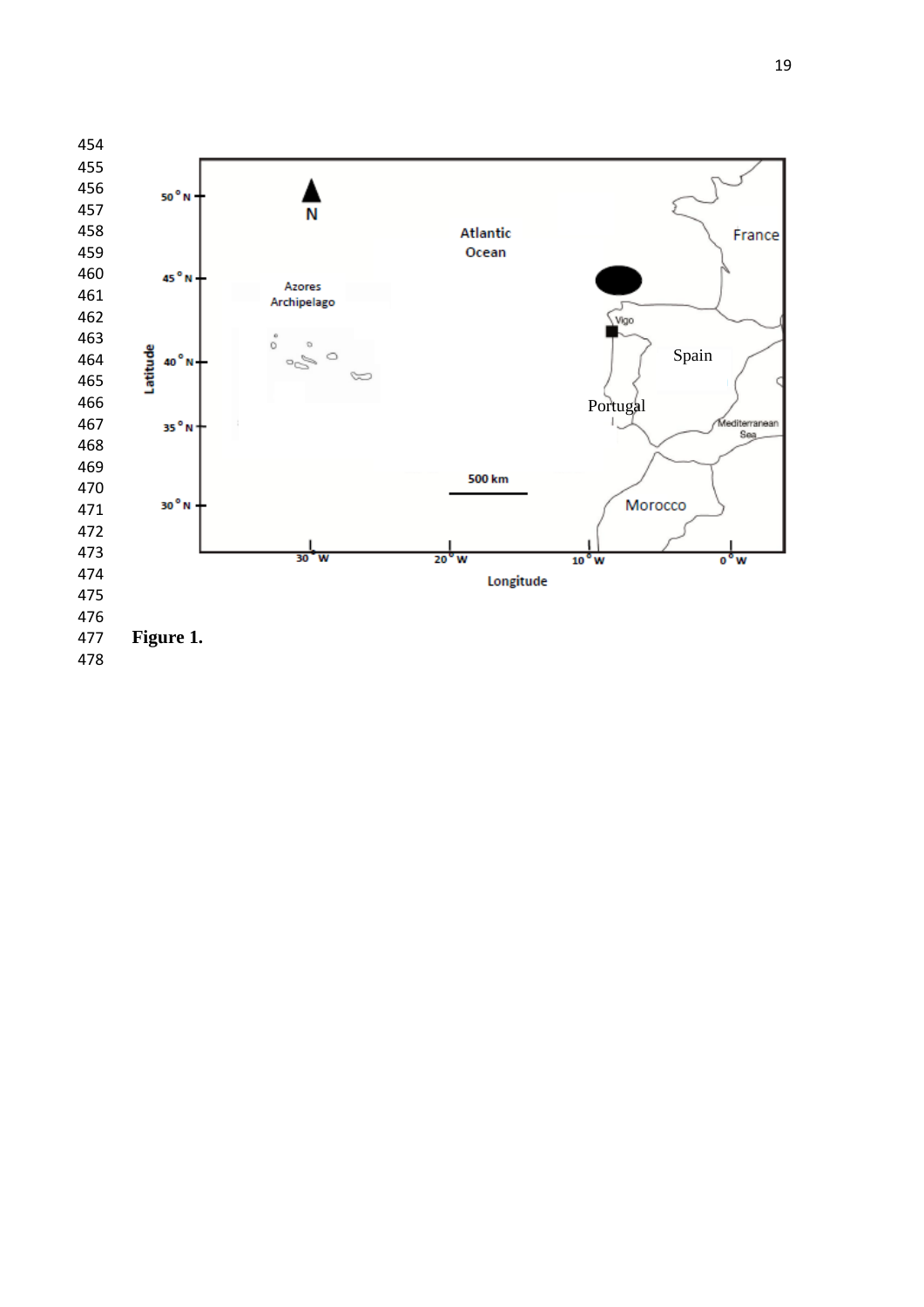**Figure 1.**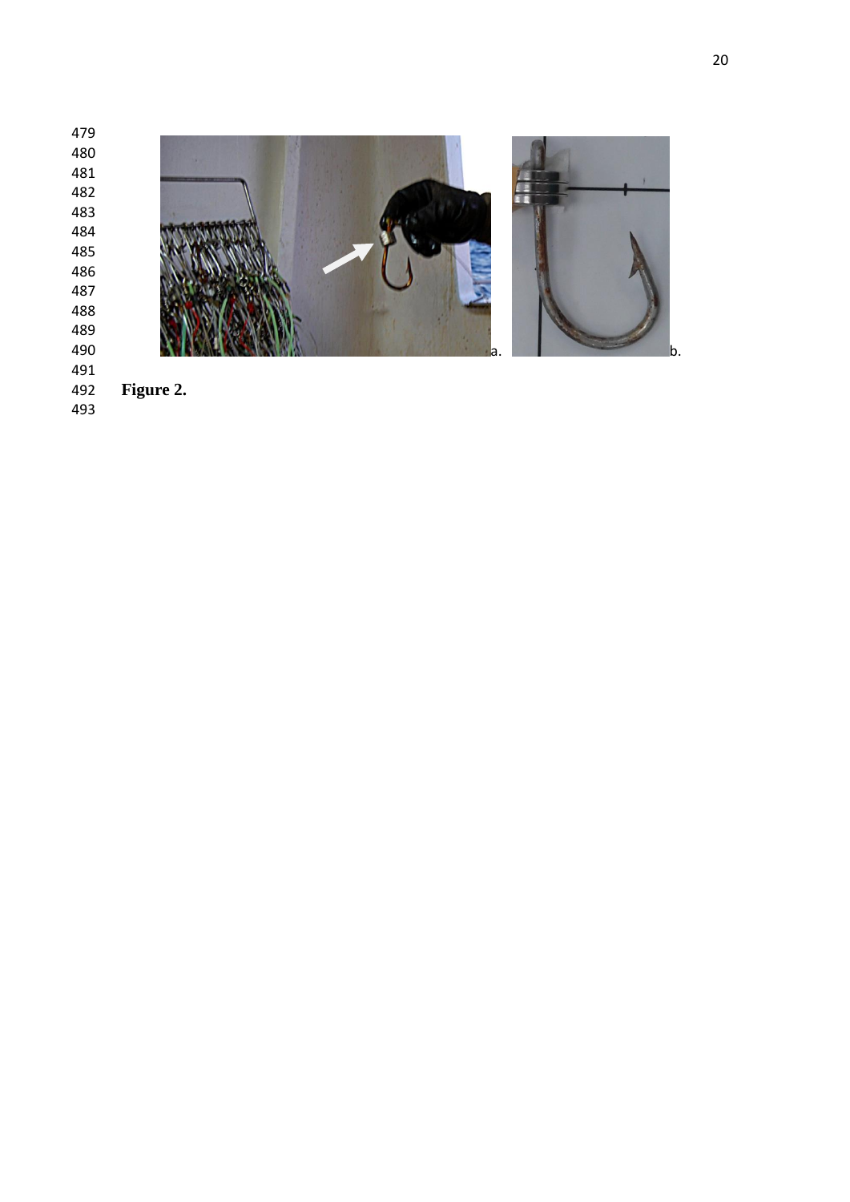a. b.

**Figure 2.**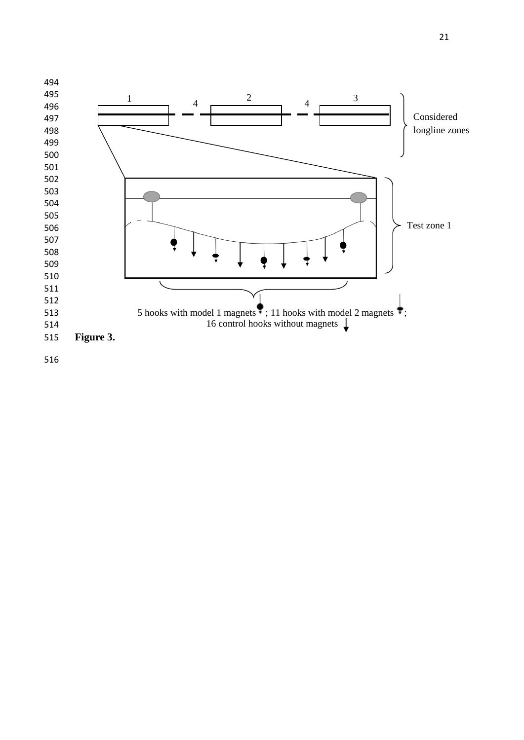1 4 2 4 3

Considered longline zones

Test zone 1

5 hooks with model 1 magnets ; 11 hooks with model 2 magnets ;
16 control hooks without magnets

**Figure 3.**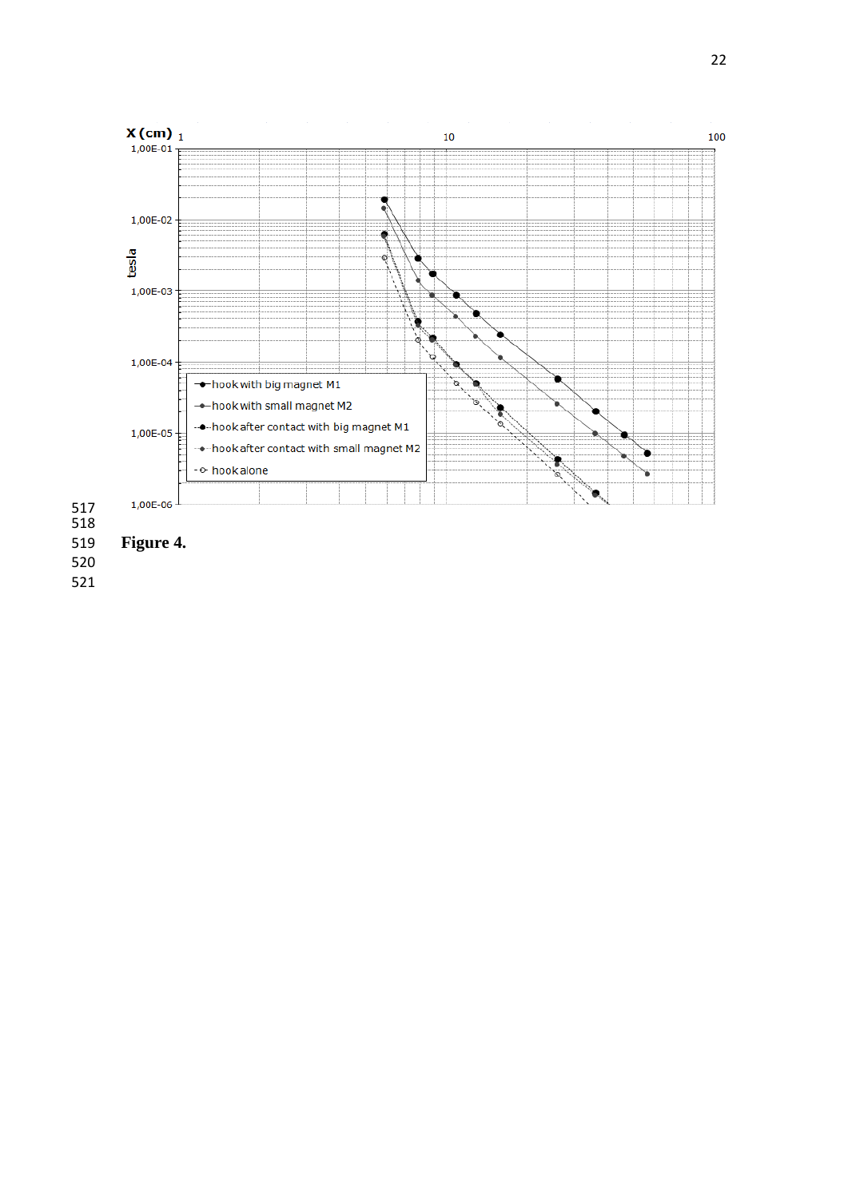**Figure 4.**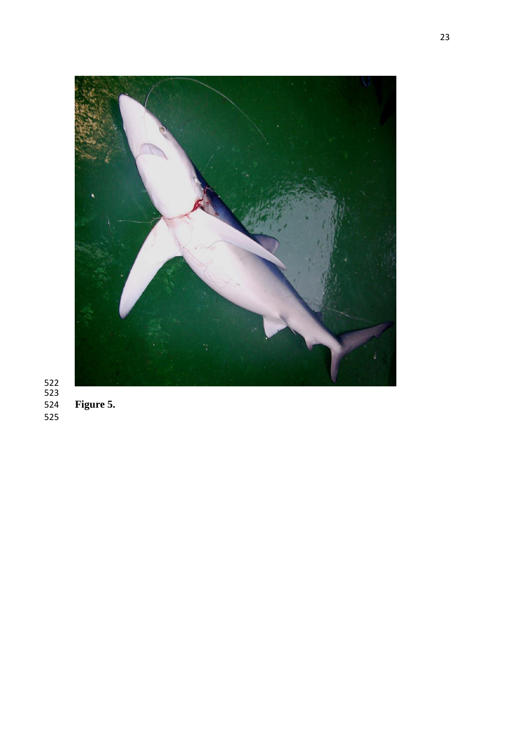**Figure 5.**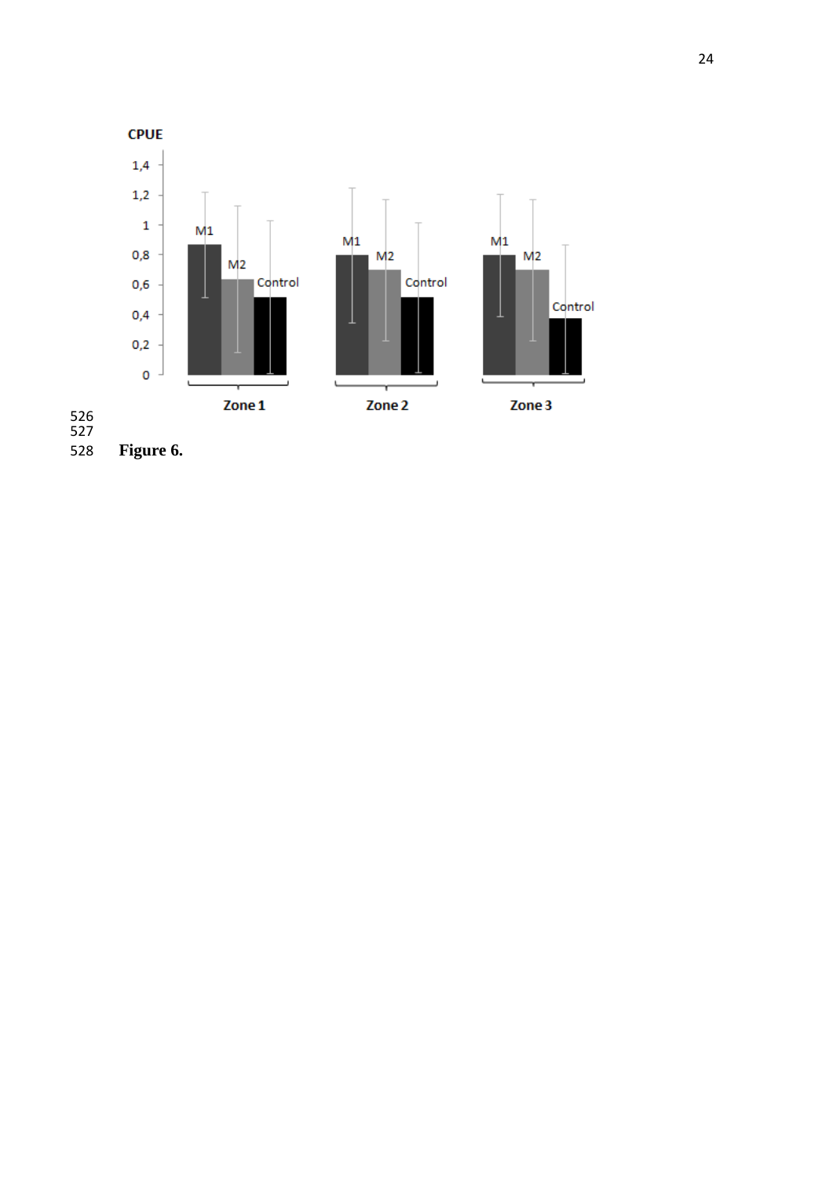CPUE

1,4

1,2

1

0,8

0,6

0,4

0,2

0

M1

M2

Control

Zone 1

Zone 2

Zone 3

**Figure 6.**